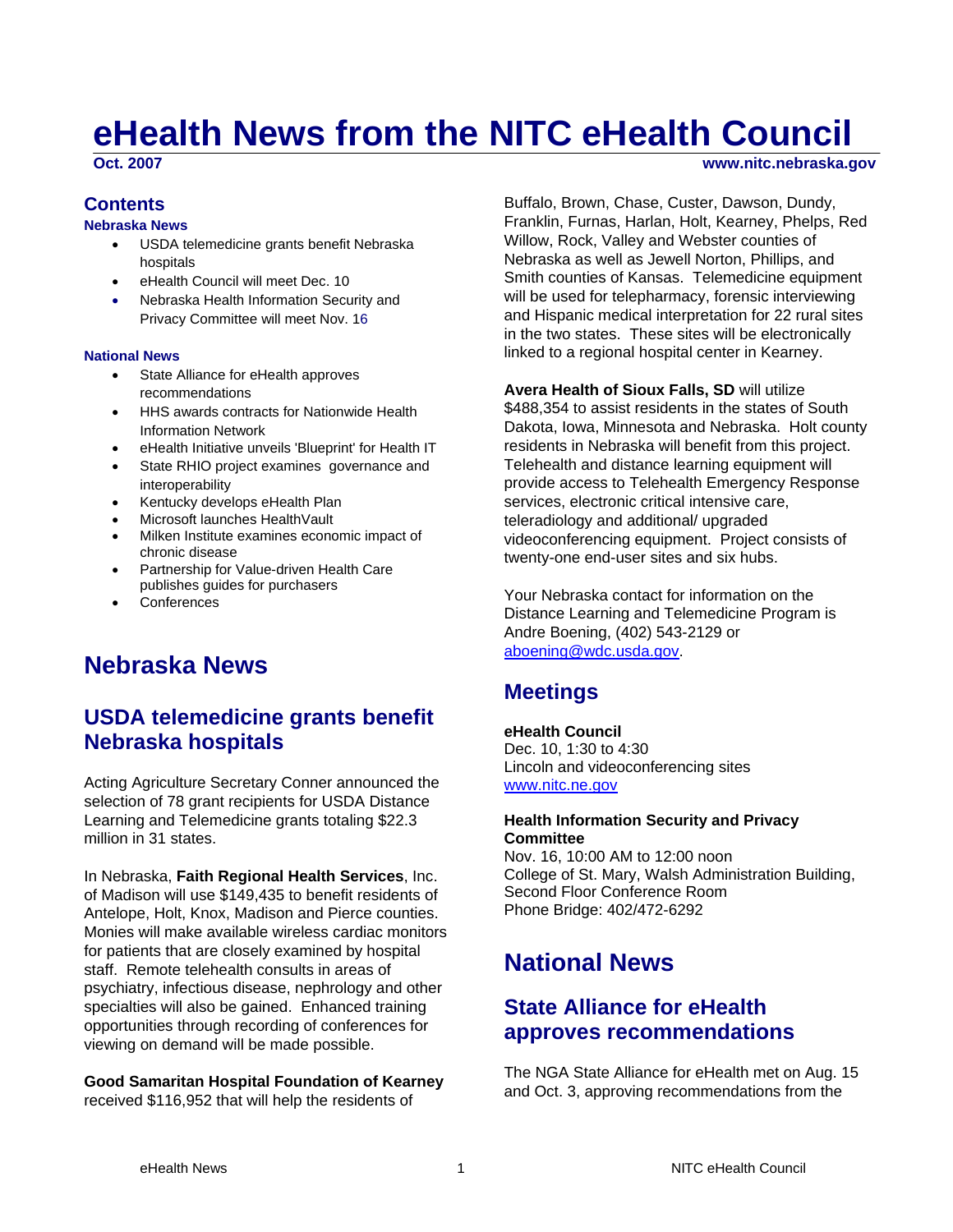# eHealth News from the NITC eHealth Council

**Oct. 2007** **www.nitc.nebraska.gov**

## Contents

**Nebraska News**

- USDA telemedicine grants benefit Nebraska hospitals
- eHealth Council will meet Dec. 10
- Nebraska Health Information Security and Privacy Committee will meet Nov. 16

**National News**

- State Alliance for eHealth approves recommendations
- HHS awards contracts for Nationwide Health Information Network
- eHealth Initiative unveils 'Blueprint' for Health IT
- State RHIO project examines governance and interoperability
- Kentucky develops eHealth Plan
- Microsoft launches HealthVault
- Milken Institute examines economic impact of chronic disease
- Partnership for Value-driven Health Care publishes guides for purchasers
- Conferences

# Nebraska News

## USDA telemedicine grants benefit Nebraska hospitals

Acting Agriculture Secretary Conner announced the selection of 78 grant recipients for USDA Distance Learning and Telemedicine grants totaling $22.3 million in 31 states.

In Nebraska, **Faith Regional Health Services**, Inc. of Madison will use $149,435 to benefit residents of Antelope, Holt, Knox, Madison and Pierce counties. Monies will make available wireless cardiac monitors for patients that are closely examined by hospital staff. Remote telehealth consults in areas of psychiatry, infectious disease, nephrology and other specialties will also be gained. Enhanced training opportunities through recording of conferences for viewing on demand will be made possible.

**Good Samaritan Hospital Foundation of Kearney** received $116,952 that will help the residents of Buffalo, Brown, Chase, Custer, Dawson, Dundy, Franklin, Furnas, Harlan, Holt, Kearney, Phelps, Red Willow, Rock, Valley and Webster counties of Nebraska as well as Jewell Norton, Phillips, and Smith counties of Kansas. Telemedicine equipment will be used for telepharmacy, forensic interviewing and Hispanic medical interpretation for 22 rural sites in the two states. These sites will be electronically linked to a regional hospital center in Kearney.

**Avera Health of Sioux Falls, SD** will utilize $488,354 to assist residents in the states of South Dakota, Iowa, Minnesota and Nebraska. Holt county residents in Nebraska will benefit from this project. Telehealth and distance learning equipment will provide access to Telehealth Emergency Response services, electronic critical intensive care, teleradiology and additional/ upgraded videoconferencing equipment. Project consists of twenty-one end-user sites and six hubs.

Your Nebraska contact for information on the Distance Learning and Telemedicine Program is Andre Boening, (402) 543-2129 or aboening@wdc.usda.gov.

## Meetings

**eHealth Council**
Dec. 10, 1:30 to 4:30
Lincoln and videoconferencing sites
www.nitc.ne.gov

**Health Information Security and Privacy Committee**
Nov. 16, 10:00 AM to 12:00 noon
College of St. Mary, Walsh Administration Building, Second Floor Conference Room
Phone Bridge: 402/472-6292

# National News

## State Alliance for eHealth approves recommendations

The NGA State Alliance for eHealth met on Aug. 15 and Oct. 3, approving recommendations from the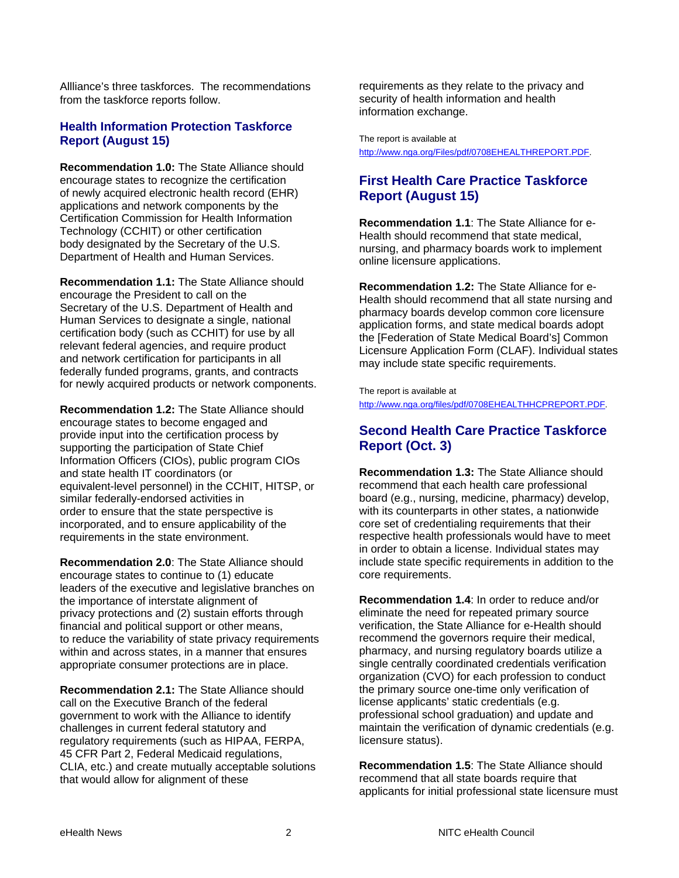Allliance's three taskforces. The recommendations from the taskforce reports follow.

## Health Information Protection Taskforce Report (August 15)

**Recommendation 1.0:** The State Alliance should encourage states to recognize the certification of newly acquired electronic health record (EHR) applications and network components by the Certification Commission for Health Information Technology (CCHIT) or other certification body designated by the Secretary of the U.S. Department of Health and Human Services.

**Recommendation 1.1:** The State Alliance should encourage the President to call on the Secretary of the U.S. Department of Health and Human Services to designate a single, national certification body (such as CCHIT) for use by all relevant federal agencies, and require product and network certification for participants in all federally funded programs, grants, and contracts for newly acquired products or network components.

**Recommendation 1.2:** The State Alliance should encourage states to become engaged and provide input into the certification process by supporting the participation of State Chief Information Officers (CIOs), public program CIOs and state health IT coordinators (or equivalent-level personnel) in the CCHIT, HITSP, or similar federally-endorsed activities in order to ensure that the state perspective is incorporated, and to ensure applicability of the requirements in the state environment.

**Recommendation 2.0**: The State Alliance should encourage states to continue to (1) educate leaders of the executive and legislative branches on the importance of interstate alignment of privacy protections and (2) sustain efforts through financial and political support or other means, to reduce the variability of state privacy requirements within and across states, in a manner that ensures appropriate consumer protections are in place.

**Recommendation 2.1:** The State Alliance should call on the Executive Branch of the federal government to work with the Alliance to identify challenges in current federal statutory and regulatory requirements (such as HIPAA, FERPA, 45 CFR Part 2, Federal Medicaid regulations, CLIA, etc.) and create mutually acceptable solutions that would allow for alignment of these requirements as they relate to the privacy and security of health information and health information exchange.

The report is available at http://www.nga.org/Files/pdf/0708EHEALTHREPORT.PDF.

## First Health Care Practice Taskforce Report (August 15)

**Recommendation 1.1**: The State Alliance for e-Health should recommend that state medical, nursing, and pharmacy boards work to implement online licensure applications.

**Recommendation 1.2:** The State Alliance for e-Health should recommend that all state nursing and pharmacy boards develop common core licensure application forms, and state medical boards adopt the [Federation of State Medical Board's] Common Licensure Application Form (CLAF). Individual states may include state specific requirements.

The report is available at http://www.nga.org/files/pdf/0708EHEALTHHCPREPORT.PDF.

## Second Health Care Practice Taskforce Report (Oct. 3)

**Recommendation 1.3:** The State Alliance should recommend that each health care professional board (e.g., nursing, medicine, pharmacy) develop, with its counterparts in other states, a nationwide core set of credentialing requirements that their respective health professionals would have to meet in order to obtain a license. Individual states may include state specific requirements in addition to the core requirements.

**Recommendation 1.4**: In order to reduce and/or eliminate the need for repeated primary source verification, the State Alliance for e-Health should recommend the governors require their medical, pharmacy, and nursing regulatory boards utilize a single centrally coordinated credentials verification organization (CVO) for each profession to conduct the primary source one-time only verification of license applicants' static credentials (e.g. professional school graduation) and update and maintain the verification of dynamic credentials (e.g. licensure status).

**Recommendation 1.5**: The State Alliance should recommend that all state boards require that applicants for initial professional state licensure must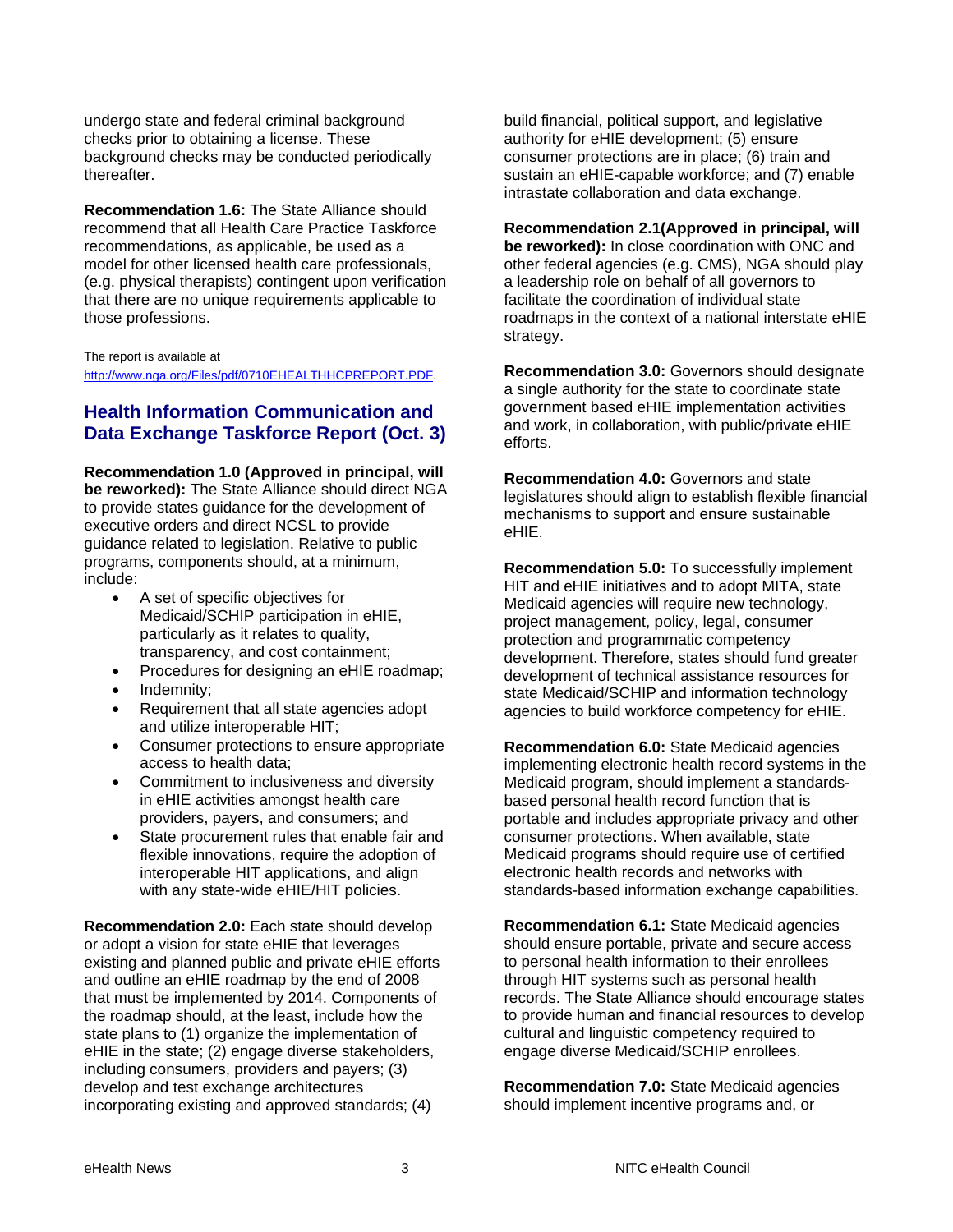undergo state and federal criminal background checks prior to obtaining a license. These background checks may be conducted periodically thereafter.

**Recommendation 1.6:** The State Alliance should recommend that all Health Care Practice Taskforce recommendations, as applicable, be used as a model for other licensed health care professionals, (e.g. physical therapists) contingent upon verification that there are no unique requirements applicable to those professions.

The report is available at http://www.nga.org/Files/pdf/0710EHEALTHHCPREPORT.PDF.

## Health Information Communication and Data Exchange Taskforce Report (Oct. 3)

**Recommendation 1.0 (Approved in principal, will be reworked):** The State Alliance should direct NGA to provide states guidance for the development of executive orders and direct NCSL to provide guidance related to legislation. Relative to public programs, components should, at a minimum, include:

- A set of specific objectives for Medicaid/SCHIP participation in eHIE, particularly as it relates to quality, transparency, and cost containment;
- Procedures for designing an eHIE roadmap;
- Indemnity;
- Requirement that all state agencies adopt and utilize interoperable HIT;
- Consumer protections to ensure appropriate access to health data;
- Commitment to inclusiveness and diversity in eHIE activities amongst health care providers, payers, and consumers; and
- State procurement rules that enable fair and flexible innovations, require the adoption of interoperable HIT applications, and align with any state-wide eHIE/HIT policies.

**Recommendation 2.0:** Each state should develop or adopt a vision for state eHIE that leverages existing and planned public and private eHIE efforts and outline an eHIE roadmap by the end of 2008 that must be implemented by 2014. Components of the roadmap should, at the least, include how the state plans to (1) organize the implementation of eHIE in the state; (2) engage diverse stakeholders, including consumers, providers and payers; (3) develop and test exchange architectures incorporating existing and approved standards; (4) build financial, political support, and legislative authority for eHIE development; (5) ensure consumer protections are in place; (6) train and sustain an eHIE-capable workforce; and (7) enable intrastate collaboration and data exchange.

**Recommendation 2.1(Approved in principal, will be reworked):** In close coordination with ONC and other federal agencies (e.g. CMS), NGA should play a leadership role on behalf of all governors to facilitate the coordination of individual state roadmaps in the context of a national interstate eHIE strategy.

**Recommendation 3.0:** Governors should designate a single authority for the state to coordinate state government based eHIE implementation activities and work, in collaboration, with public/private eHIE efforts.

**Recommendation 4.0:** Governors and state legislatures should align to establish flexible financial mechanisms to support and ensure sustainable eHIE.

**Recommendation 5.0:** To successfully implement HIT and eHIE initiatives and to adopt MITA, state Medicaid agencies will require new technology, project management, policy, legal, consumer protection and programmatic competency development. Therefore, states should fund greater development of technical assistance resources for state Medicaid/SCHIP and information technology agencies to build workforce competency for eHIE.

**Recommendation 6.0:** State Medicaid agencies implementing electronic health record systems in the Medicaid program, should implement a standards-based personal health record function that is portable and includes appropriate privacy and other consumer protections. When available, state Medicaid programs should require use of certified electronic health records and networks with standards-based information exchange capabilities.

**Recommendation 6.1:** State Medicaid agencies should ensure portable, private and secure access to personal health information to their enrollees through HIT systems such as personal health records. The State Alliance should encourage states to provide human and financial resources to develop cultural and linguistic competency required to engage diverse Medicaid/SCHIP enrollees.

**Recommendation 7.0:** State Medicaid agencies should implement incentive programs and, or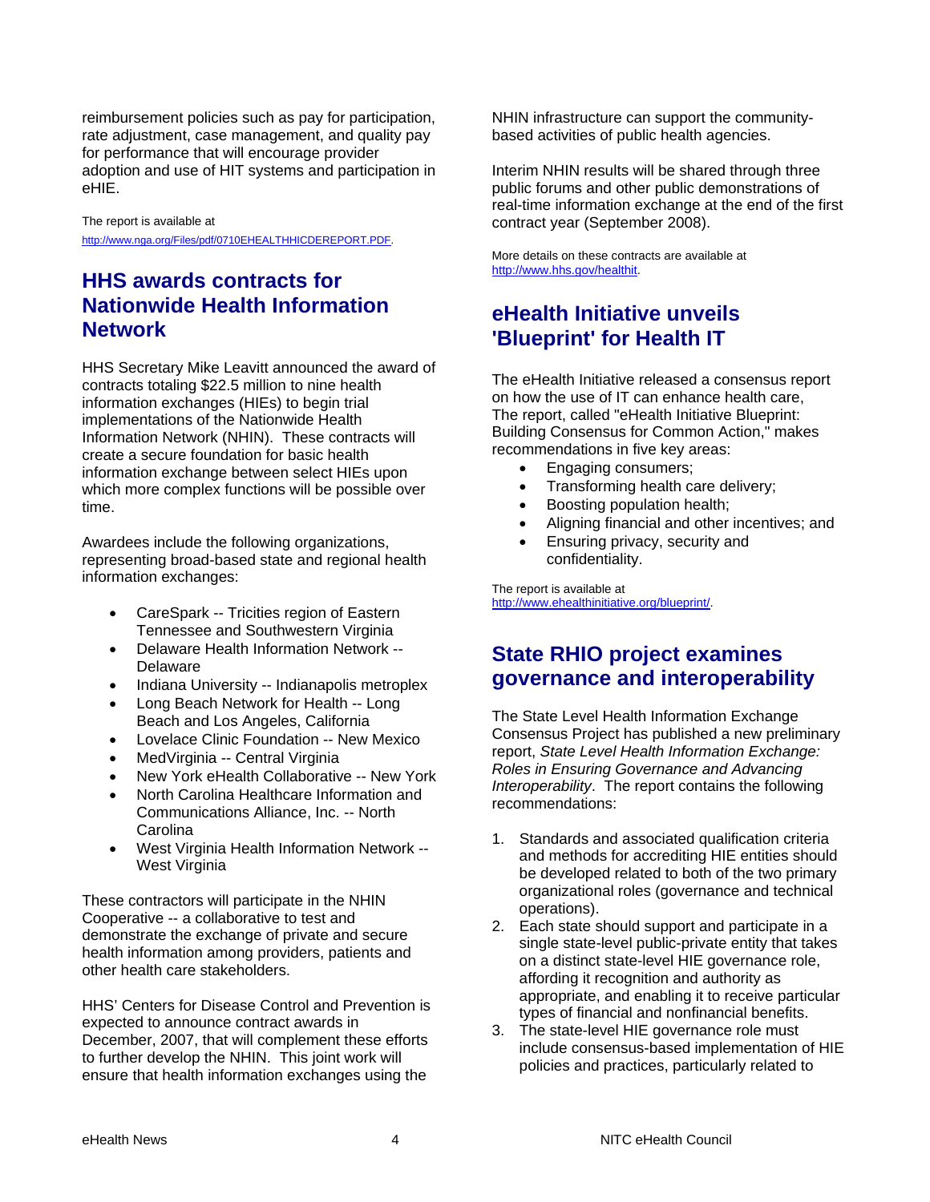reimbursement policies such as pay for participation, rate adjustment, case management, and quality pay for performance that will encourage provider adoption and use of HIT systems and participation in eHIE.

The report is available at http://www.nga.org/Files/pdf/0710EHEALTHHICDEREPORT.PDF.

## HHS awards contracts for Nationwide Health Information Network

HHS Secretary Mike Leavitt announced the award of contracts totaling $22.5 million to nine health information exchanges (HIEs) to begin trial implementations of the Nationwide Health Information Network (NHIN). These contracts will create a secure foundation for basic health information exchange between select HIEs upon which more complex functions will be possible over time.

Awardees include the following organizations, representing broad-based state and regional health information exchanges:

- CareSpark -- Tricities region of Eastern Tennessee and Southwestern Virginia
- Delaware Health Information Network -- Delaware
- Indiana University -- Indianapolis metroplex
- Long Beach Network for Health -- Long Beach and Los Angeles, California
- Lovelace Clinic Foundation -- New Mexico
- MedVirginia -- Central Virginia
- New York eHealth Collaborative -- New York
- North Carolina Healthcare Information and Communications Alliance, Inc. -- North Carolina
- West Virginia Health Information Network -- West Virginia

These contractors will participate in the NHIN Cooperative -- a collaborative to test and demonstrate the exchange of private and secure health information among providers, patients and other health care stakeholders.

HHS' Centers for Disease Control and Prevention is expected to announce contract awards in December, 2007, that will complement these efforts to further develop the NHIN. This joint work will ensure that health information exchanges using the NHIN infrastructure can support the community-based activities of public health agencies.

Interim NHIN results will be shared through three public forums and other public demonstrations of real-time information exchange at the end of the first contract year (September 2008).

More details on these contracts are available at http://www.hhs.gov/healthit.

## eHealth Initiative unveils 'Blueprint' for Health IT

The eHealth Initiative released a consensus report on how the use of IT can enhance health care, The report, called "eHealth Initiative Blueprint: Building Consensus for Common Action," makes recommendations in five key areas:

- Engaging consumers;
- Transforming health care delivery;
- Boosting population health;
- Aligning financial and other incentives; and
- Ensuring privacy, security and confidentiality.

The report is available at http://www.ehealthinitiative.org/blueprint/.

## State RHIO project examines governance and interoperability

The State Level Health Information Exchange Consensus Project has published a new preliminary report, *State Level Health Information Exchange: Roles in Ensuring Governance and Advancing Interoperability*. The report contains the following recommendations:

1. Standards and associated qualification criteria and methods for accrediting HIE entities should be developed related to both of the two primary organizational roles (governance and technical operations).
2. Each state should support and participate in a single state-level public-private entity that takes on a distinct state-level HIE governance role, affording it recognition and authority as appropriate, and enabling it to receive particular types of financial and nonfinancial benefits.
3. The state-level HIE governance role must include consensus-based implementation of HIE policies and practices, particularly related to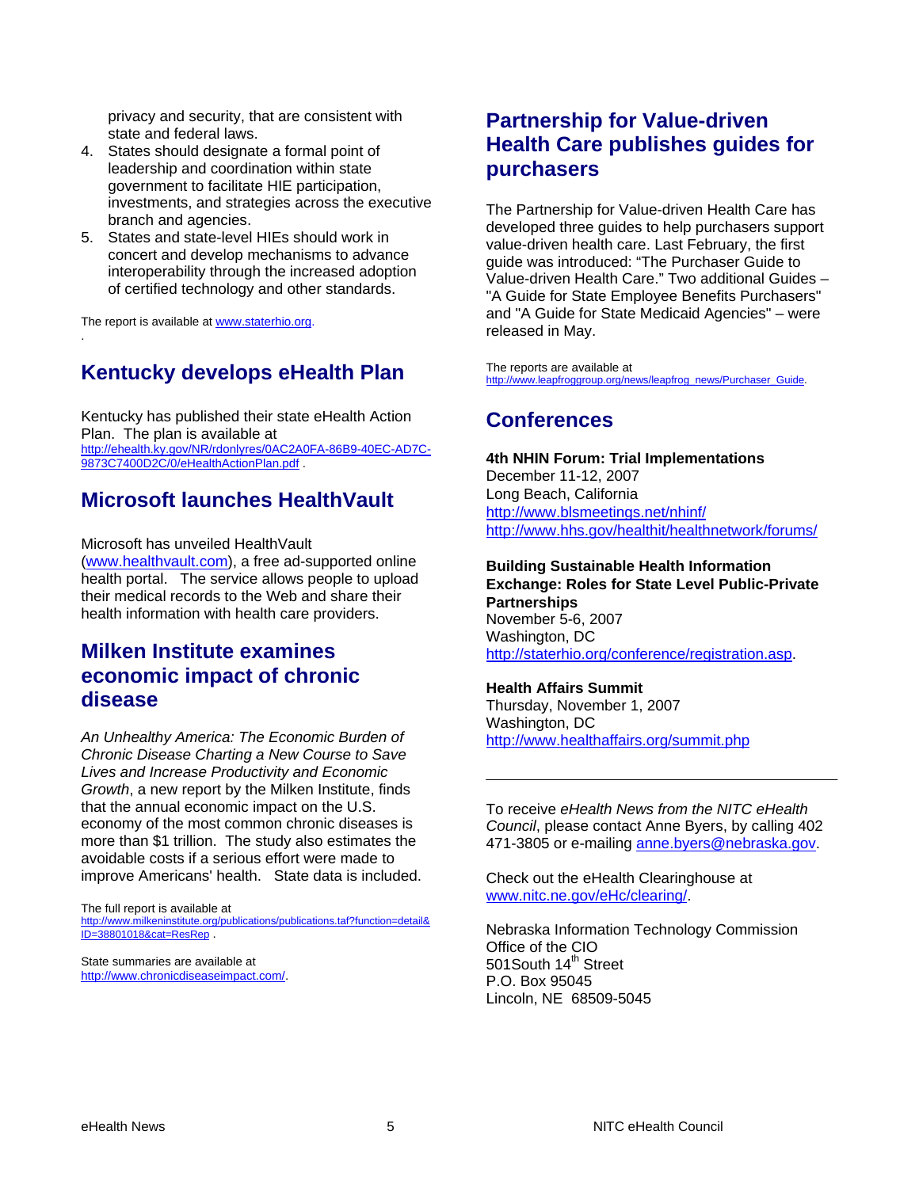privacy and security, that are consistent with state and federal laws.

4. States should designate a formal point of leadership and coordination within state government to facilitate HIE participation, investments, and strategies across the executive branch and agencies.
5. States and state-level HIEs should work in concert and develop mechanisms to advance interoperability through the increased adoption of certified technology and other standards.

The report is available at www.staterhio.org.

## Kentucky develops eHealth Plan

Kentucky has published their state eHealth Action Plan. The plan is available at http://ehealth.ky.gov/NR/rdonlyres/0AC2A0FA-86B9-40EC-AD7C-9873C7400D2C/0/eHealthActionPlan.pdf .

## Microsoft launches HealthVault

Microsoft has unveiled HealthVault (www.healthvault.com), a free ad-supported online health portal. The service allows people to upload their medical records to the Web and share their health information with health care providers.

## Milken Institute examines economic impact of chronic disease

*An Unhealthy America: The Economic Burden of Chronic Disease Charting a New Course to Save Lives and Increase Productivity and Economic Growth*, a new report by the Milken Institute, finds that the annual economic impact on the U.S. economy of the most common chronic diseases is more than $1 trillion. The study also estimates the avoidable costs if a serious effort were made to improve Americans' health. State data is included.

The full report is available at http://www.milkeninstitute.org/publications/publications.taf?function=detail&ID=38801018&cat=ResRep .

State summaries are available at http://www.chronicdiseaseimpact.com/.

## Partnership for Value-driven Health Care publishes guides for purchasers

The Partnership for Value-driven Health Care has developed three guides to help purchasers support value-driven health care. Last February, the first guide was introduced: "The Purchaser Guide to Value-driven Health Care." Two additional Guides – "A Guide for State Employee Benefits Purchasers" and "A Guide for State Medicaid Agencies" – were released in May.

The reports are available at http://www.leapfroggroup.org/news/leapfrog_news/Purchaser_Guide.

## Conferences

**4th NHIN Forum: Trial Implementations**
December 11-12, 2007
Long Beach, California
http://www.blsmeetings.net/nhinf/
http://www.hhs.gov/healthit/healthnetwork/forums/

**Building Sustainable Health Information Exchange: Roles for State Level Public-Private Partnerships**
November 5-6, 2007
Washington, DC
http://staterhio.org/conference/registration.asp.

**Health Affairs Summit**
Thursday, November 1, 2007
Washington, DC
http://www.healthaffairs.org/summit.php

---

To receive *eHealth News from the NITC eHealth Council*, please contact Anne Byers, by calling 402 471-3805 or e-mailing anne.byers@nebraska.gov.

Check out the eHealth Clearinghouse at www.nitc.ne.gov/eHc/clearing/.

Nebraska Information Technology Commission
Office of the CIO
501South 14th Street
P.O. Box 95045
Lincoln, NE 68509-5045